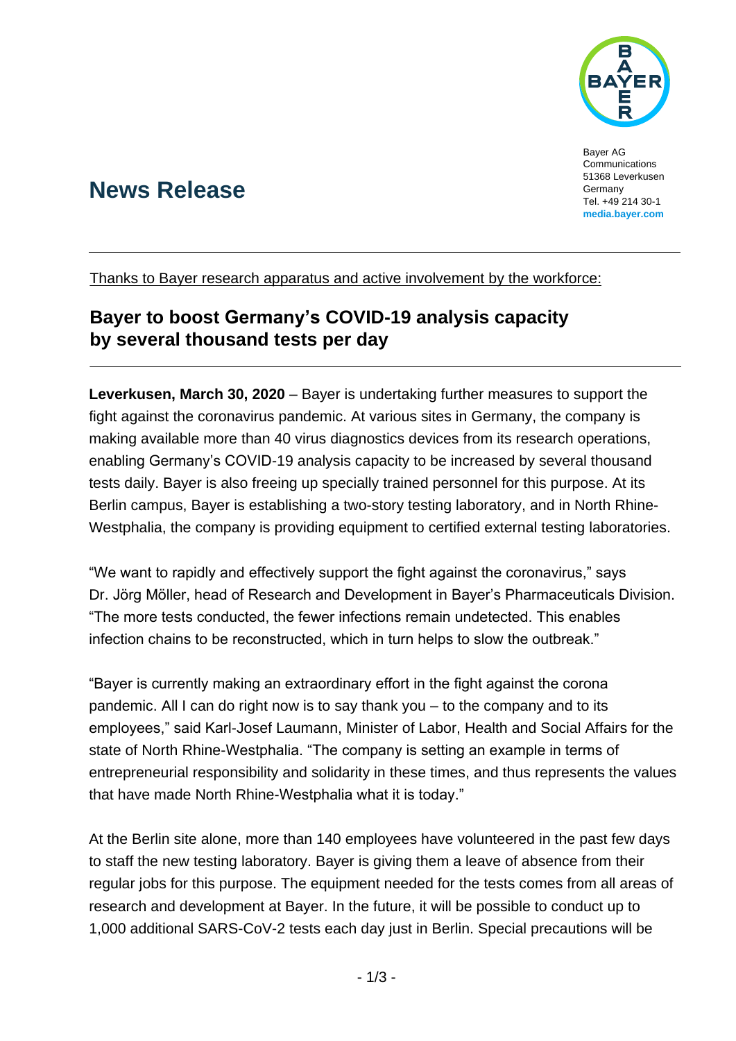Bayer AG
Communications
51368 Leverkusen
Germany
Tel. +49 214 30-1
**media.bayer.com**

# News Release

Thanks to Bayer research apparatus and active involvement by the workforce:

## Bayer to boost Germany's COVID-19 analysis capacity by several thousand tests per day

**Leverkusen, March 30, 2020** – Bayer is undertaking further measures to support the fight against the coronavirus pandemic. At various sites in Germany, the company is making available more than 40 virus diagnostics devices from its research operations, enabling Germany's COVID-19 analysis capacity to be increased by several thousand tests daily. Bayer is also freeing up specially trained personnel for this purpose. At its Berlin campus, Bayer is establishing a two-story testing laboratory, and in North Rhine-Westphalia, the company is providing equipment to certified external testing laboratories.

"We want to rapidly and effectively support the fight against the coronavirus," says Dr. Jörg Möller, head of Research and Development in Bayer's Pharmaceuticals Division. "The more tests conducted, the fewer infections remain undetected. This enables infection chains to be reconstructed, which in turn helps to slow the outbreak."

"Bayer is currently making an extraordinary effort in the fight against the corona pandemic. All I can do right now is to say thank you – to the company and to its employees," said Karl-Josef Laumann, Minister of Labor, Health and Social Affairs for the state of North Rhine-Westphalia. "The company is setting an example in terms of entrepreneurial responsibility and solidarity in these times, and thus represents the values that have made North Rhine-Westphalia what it is today."

At the Berlin site alone, more than 140 employees have volunteered in the past few days to staff the new testing laboratory. Bayer is giving them a leave of absence from their regular jobs for this purpose. The equipment needed for the tests comes from all areas of research and development at Bayer. In the future, it will be possible to conduct up to 1,000 additional SARS-CoV-2 tests each day just in Berlin. Special precautions will be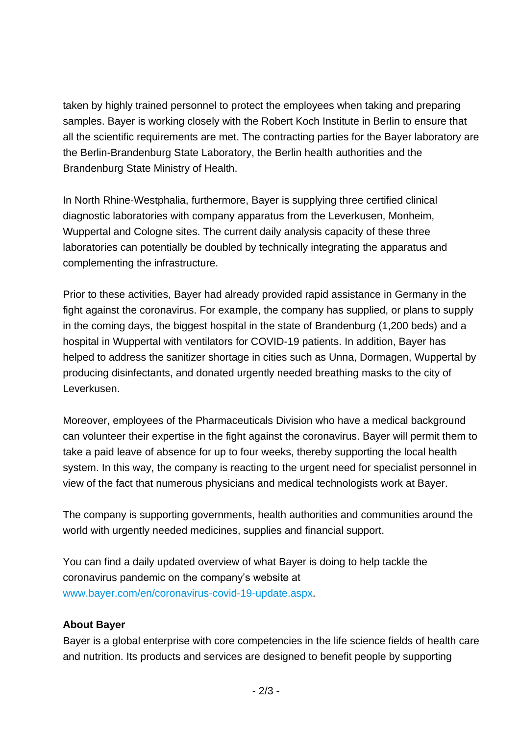taken by highly trained personnel to protect the employees when taking and preparing samples. Bayer is working closely with the Robert Koch Institute in Berlin to ensure that all the scientific requirements are met. The contracting parties for the Bayer laboratory are the Berlin-Brandenburg State Laboratory, the Berlin health authorities and the Brandenburg State Ministry of Health.

In North Rhine-Westphalia, furthermore, Bayer is supplying three certified clinical diagnostic laboratories with company apparatus from the Leverkusen, Monheim, Wuppertal and Cologne sites. The current daily analysis capacity of these three laboratories can potentially be doubled by technically integrating the apparatus and complementing the infrastructure.

Prior to these activities, Bayer had already provided rapid assistance in Germany in the fight against the coronavirus. For example, the company has supplied, or plans to supply in the coming days, the biggest hospital in the state of Brandenburg (1,200 beds) and a hospital in Wuppertal with ventilators for COVID-19 patients. In addition, Bayer has helped to address the sanitizer shortage in cities such as Unna, Dormagen, Wuppertal by producing disinfectants, and donated urgently needed breathing masks to the city of Leverkusen.

Moreover, employees of the Pharmaceuticals Division who have a medical background can volunteer their expertise in the fight against the coronavirus. Bayer will permit them to take a paid leave of absence for up to four weeks, thereby supporting the local health system. In this way, the company is reacting to the urgent need for specialist personnel in view of the fact that numerous physicians and medical technologists work at Bayer.

The company is supporting governments, health authorities and communities around the world with urgently needed medicines, supplies and financial support.

You can find a daily updated overview of what Bayer is doing to help tackle the coronavirus pandemic on the company's website at www.bayer.com/en/coronavirus-covid-19-update.aspx.

**About Bayer**

Bayer is a global enterprise with core competencies in the life science fields of health care and nutrition. Its products and services are designed to benefit people by supporting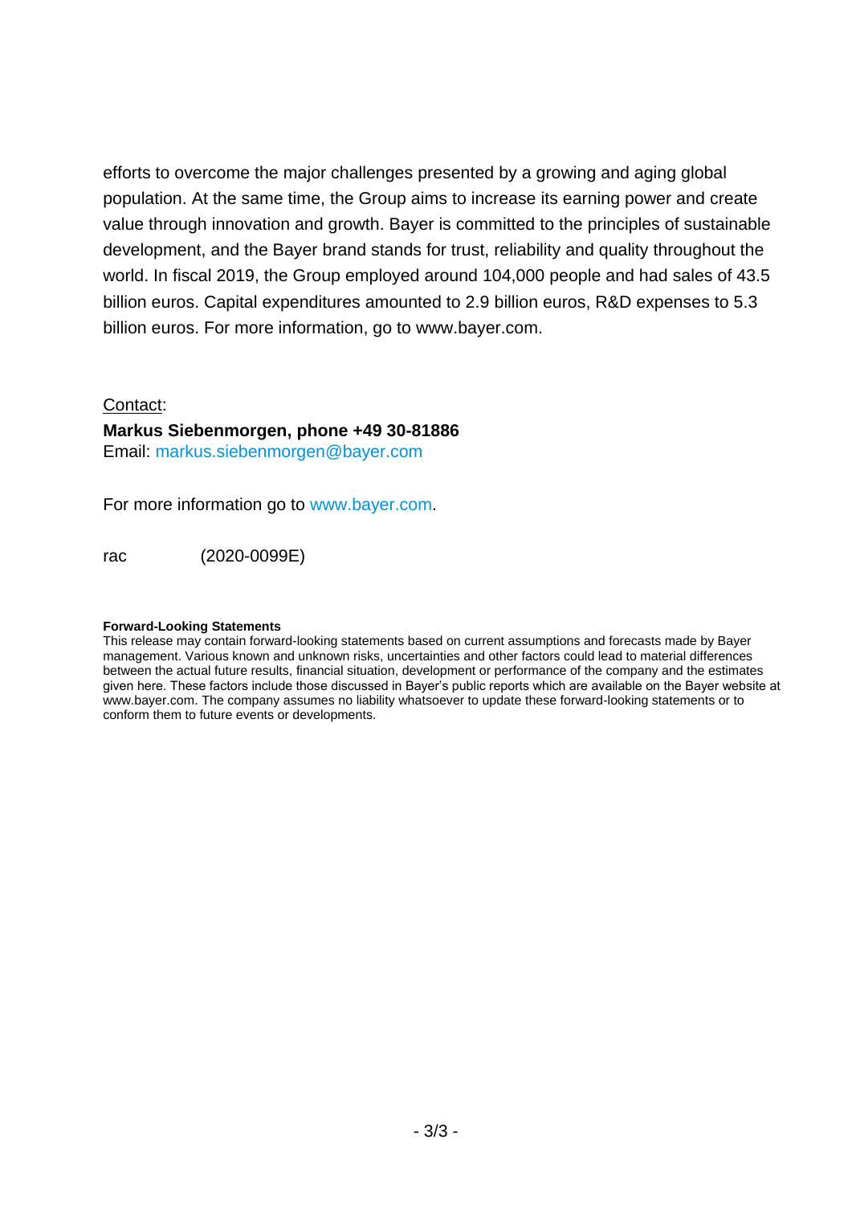efforts to overcome the major challenges presented by a growing and aging global population. At the same time, the Group aims to increase its earning power and create value through innovation and growth. Bayer is committed to the principles of sustainable development, and the Bayer brand stands for trust, reliability and quality throughout the world. In fiscal 2019, the Group employed around 104,000 people and had sales of 43.5 billion euros. Capital expenditures amounted to 2.9 billion euros, R&D expenses to 5.3 billion euros. For more information, go to www.bayer.com.

Contact:

**Markus Siebenmorgen, phone +49 30-81886**
Email: markus.siebenmorgen@bayer.com

For more information go to www.bayer.com.

rac (2020-0099E)

**Forward-Looking Statements**
This release may contain forward-looking statements based on current assumptions and forecasts made by Bayer management. Various known and unknown risks, uncertainties and other factors could lead to material differences between the actual future results, financial situation, development or performance of the company and the estimates given here. These factors include those discussed in Bayer's public reports which are available on the Bayer website at www.bayer.com. The company assumes no liability whatsoever to update these forward-looking statements or to conform them to future events or developments.